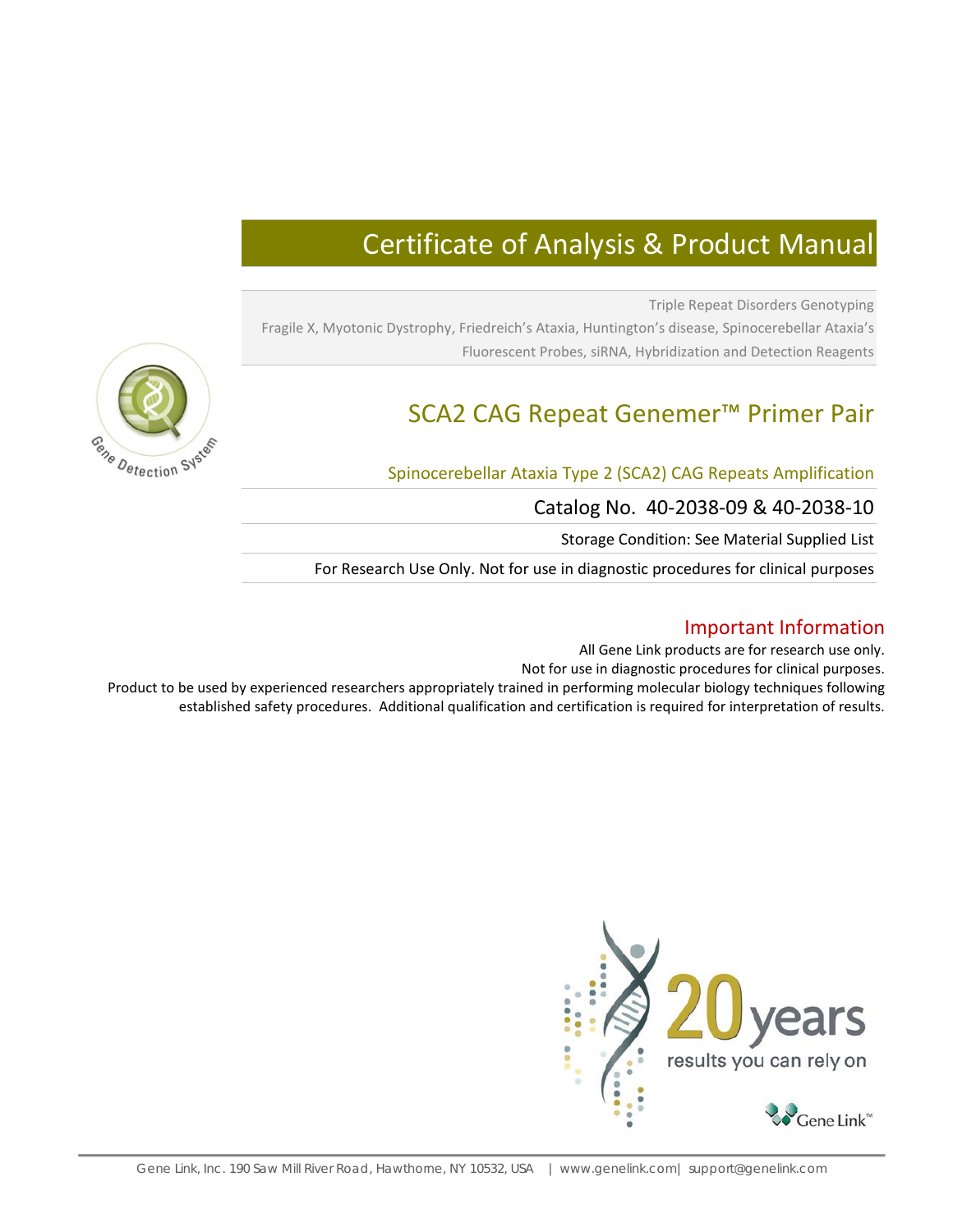# Certificate of Analysis & Product Manual

Triple Repeat Disorders Genotyping

Fragile X, Myotonic Dystrophy, Friedreich's Ataxia, Huntington's disease, Spinocerebellar Ataxia's

Fluorescent Probes, siRNA, Hybridization and Detection Reagents

Gene Detection System

## SCA2 CAG Repeat Genemer™ Primer Pair

Spinocerebellar Ataxia Type 2 (SCA2) CAG Repeats Amplification

Catalog No. 40-2038-09 & 40-2038-10

Storage Condition: See Material Supplied List

For Research Use Only. Not for use in diagnostic procedures for clinical purposes

### Important Information

All Gene Link products are for research use only.

Not for use in diagnostic procedures for clinical purposes.

Product to be used by experienced researchers appropriately trained in performing molecular biology techniques following established safety procedures. Additional qualification and certification is required for interpretation of results.

20 years

results you can rely on

Gene Link™

Gene Link, Inc. 190 Saw Mill River Road, Hawthorne, NY 10532, USA | www.genelink.com | support@genelink.com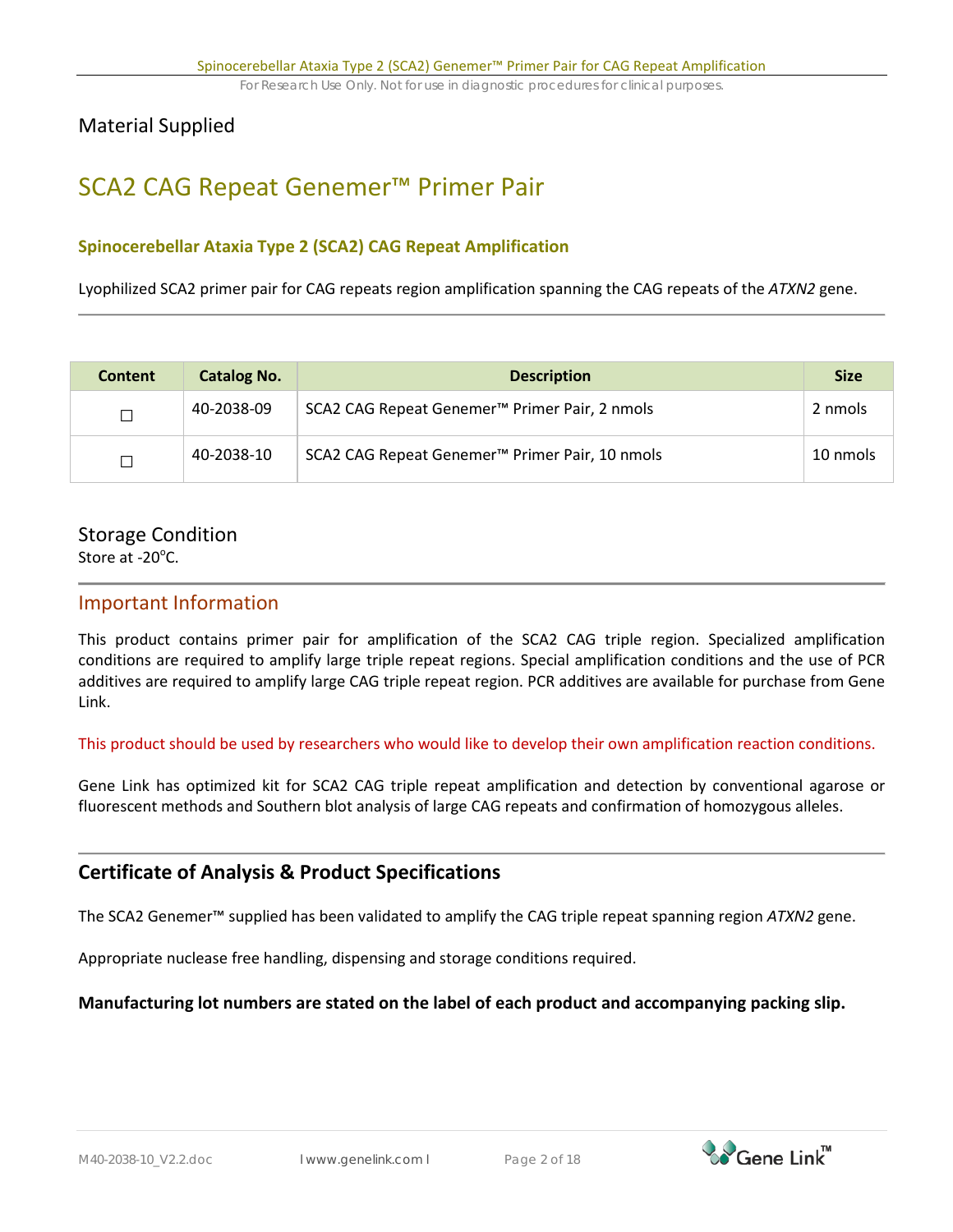## Material Supplied

# SCA2 CAG Repeat Genemer™ Primer Pair

### Spinocerebellar Ataxia Type 2 (SCA2) CAG Repeat Amplification

Lyophilized SCA2 primer pair for CAG repeats region amplification spanning the CAG repeats of the *ATXN2* gene.

| Content | Catalog No. | Description | Size |
|---|---|---|---|
| ☐ | 40-2038-09 | SCA2 CAG Repeat Genemer™ Primer Pair, 2 nmols | 2 nmols |
| ☐ | 40-2038-10 | SCA2 CAG Repeat Genemer™ Primer Pair, 10 nmols | 10 nmols |

## Storage Condition

Store at -20°C.

## Important Information

This product contains primer pair for amplification of the SCA2 CAG triple region. Specialized amplification conditions are required to amplify large triple repeat regions. Special amplification conditions and the use of PCR additives are required to amplify large CAG triple repeat region. PCR additives are available for purchase from Gene Link.

This product should be used by researchers who would like to develop their own amplification reaction conditions.

Gene Link has optimized kit for SCA2 CAG triple repeat amplification and detection by conventional agarose or fluorescent methods and Southern blot analysis of large CAG repeats and confirmation of homozygous alleles.

## Certificate of Analysis & Product Specifications

The SCA2 Genemer™ supplied has been validated to amplify the CAG triple repeat spanning region *ATXN2* gene.

Appropriate nuclease free handling, dispensing and storage conditions required.

**Manufacturing lot numbers are stated on the label of each product and accompanying packing slip.**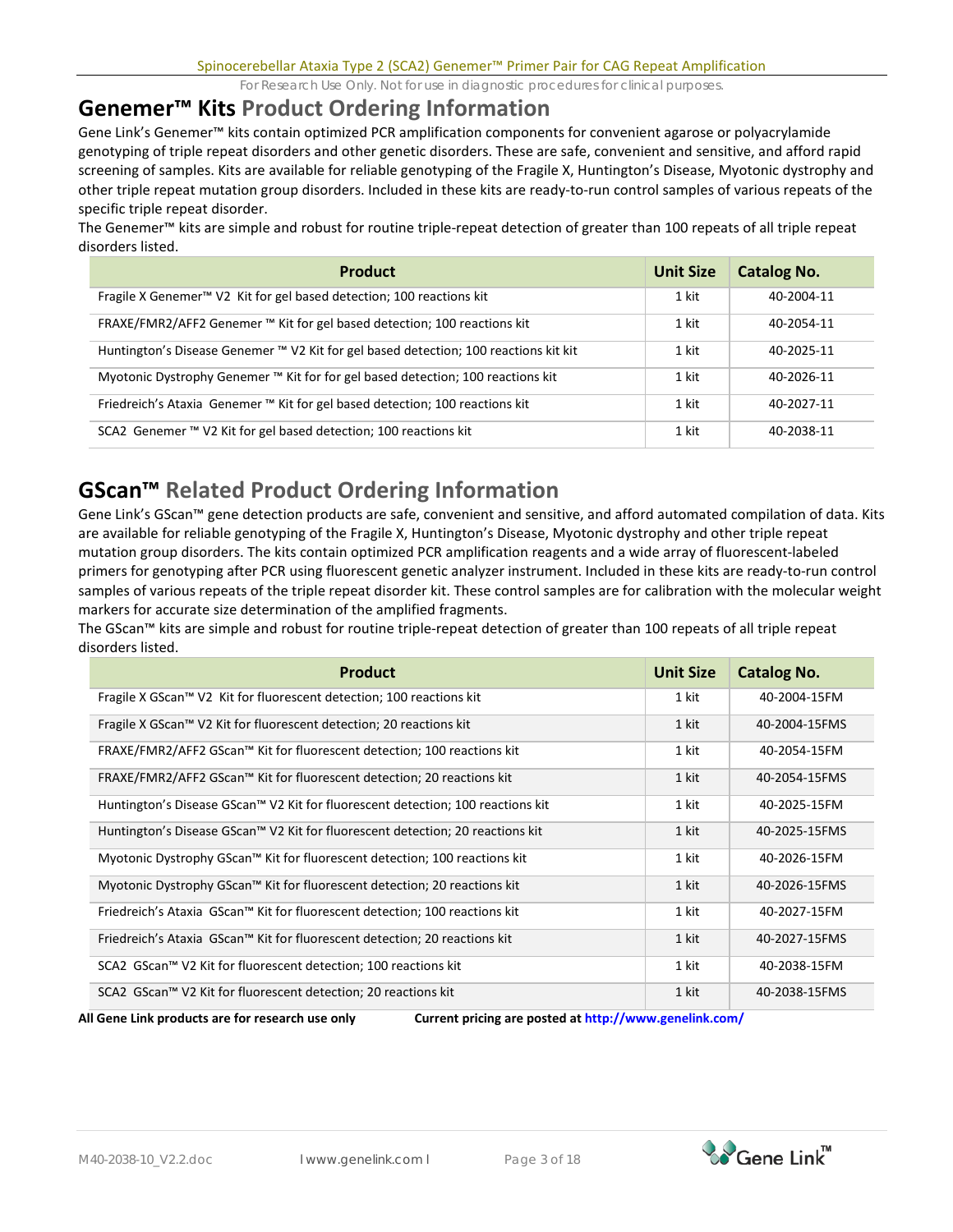## Genemer™ Kits Product Ordering Information

Gene Link's Genemer™ kits contain optimized PCR amplification components for convenient agarose or polyacrylamide genotyping of triple repeat disorders and other genetic disorders. These are safe, convenient and sensitive, and afford rapid screening of samples. Kits are available for reliable genotyping of the Fragile X, Huntington's Disease, Myotonic dystrophy and other triple repeat mutation group disorders. Included in these kits are ready-to-run control samples of various repeats of the specific triple repeat disorder.

The Genemer™ kits are simple and robust for routine triple-repeat detection of greater than 100 repeats of all triple repeat disorders listed.

| Product | Unit Size | Catalog No. |
|---|---|---|
| Fragile X Genemer™ V2 Kit for gel based detection; 100 reactions kit | 1 kit | 40-2004-11 |
| FRAXE/FMR2/AFF2 Genemer ™ Kit for gel based detection; 100 reactions kit | 1 kit | 40-2054-11 |
| Huntington's Disease Genemer ™ V2 Kit for gel based detection; 100 reactions kit kit | 1 kit | 40-2025-11 |
| Myotonic Dystrophy Genemer ™ Kit for for gel based detection; 100 reactions kit | 1 kit | 40-2026-11 |
| Friedreich's Ataxia Genemer ™ Kit for gel based detection; 100 reactions kit | 1 kit | 40-2027-11 |
| SCA2 Genemer ™ V2 Kit for gel based detection; 100 reactions kit | 1 kit | 40-2038-11 |

## GScan™ Related Product Ordering Information

Gene Link's GScan™ gene detection products are safe, convenient and sensitive, and afford automated compilation of data. Kits are available for reliable genotyping of the Fragile X, Huntington's Disease, Myotonic dystrophy and other triple repeat mutation group disorders. The kits contain optimized PCR amplification reagents and a wide array of fluorescent-labeled primers for genotyping after PCR using fluorescent genetic analyzer instrument. Included in these kits are ready-to-run control samples of various repeats of the triple repeat disorder kit. These control samples are for calibration with the molecular weight markers for accurate size determination of the amplified fragments.

The GScan™ kits are simple and robust for routine triple-repeat detection of greater than 100 repeats of all triple repeat disorders listed.

| Product | Unit Size | Catalog No. |
|---|---|---|
| Fragile X GScan™ V2 Kit for fluorescent detection; 100 reactions kit | 1 kit | 40-2004-15FM |
| Fragile X GScan™ V2 Kit for fluorescent detection; 20 reactions kit | 1 kit | 40-2004-15FMS |
| FRAXE/FMR2/AFF2 GScan™ Kit for fluorescent detection; 100 reactions kit | 1 kit | 40-2054-15FM |
| FRAXE/FMR2/AFF2 GScan™ Kit for fluorescent detection; 20 reactions kit | 1 kit | 40-2054-15FMS |
| Huntington's Disease GScan™ V2 Kit for fluorescent detection; 100 reactions kit | 1 kit | 40-2025-15FM |
| Huntington's Disease GScan™ V2 Kit for fluorescent detection; 20 reactions kit | 1 kit | 40-2025-15FMS |
| Myotonic Dystrophy GScan™ Kit for fluorescent detection; 100 reactions kit | 1 kit | 40-2026-15FM |
| Myotonic Dystrophy GScan™ Kit for fluorescent detection; 20 reactions kit | 1 kit | 40-2026-15FMS |
| Friedreich's Ataxia GScan™ Kit for fluorescent detection; 100 reactions kit | 1 kit | 40-2027-15FM |
| Friedreich's Ataxia GScan™ Kit for fluorescent detection; 20 reactions kit | 1 kit | 40-2027-15FMS |
| SCA2 GScan™ V2 Kit for fluorescent detection; 100 reactions kit | 1 kit | 40-2038-15FM |
| SCA2 GScan™ V2 Kit for fluorescent detection; 20 reactions kit | 1 kit | 40-2038-15FMS |

**All Gene Link products are for research use only** **Current pricing are posted at http://www.genelink.com/**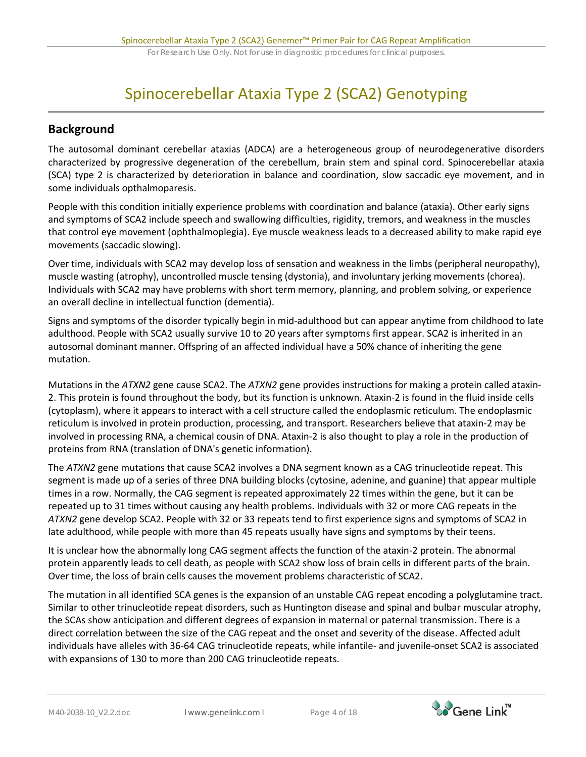# Spinocerebellar Ataxia Type 2 (SCA2) Genotyping

## Background

The autosomal dominant cerebellar ataxias (ADCA) are a heterogeneous group of neurodegenerative disorders characterized by progressive degeneration of the cerebellum, brain stem and spinal cord. Spinocerebellar ataxia (SCA) type 2 is characterized by deterioration in balance and coordination, slow saccadic eye movement, and in some individuals opthalmoparesis.

People with this condition initially experience problems with coordination and balance (ataxia). Other early signs and symptoms of SCA2 include speech and swallowing difficulties, rigidity, tremors, and weakness in the muscles that control eye movement (ophthalmoplegia). Eye muscle weakness leads to a decreased ability to make rapid eye movements (saccadic slowing).

Over time, individuals with SCA2 may develop loss of sensation and weakness in the limbs (peripheral neuropathy), muscle wasting (atrophy), uncontrolled muscle tensing (dystonia), and involuntary jerking movements (chorea). Individuals with SCA2 may have problems with short term memory, planning, and problem solving, or experience an overall decline in intellectual function (dementia).

Signs and symptoms of the disorder typically begin in mid-adulthood but can appear anytime from childhood to late adulthood. People with SCA2 usually survive 10 to 20 years after symptoms first appear. SCA2 is inherited in an autosomal dominant manner. Offspring of an affected individual have a 50% chance of inheriting the gene mutation.

Mutations in the *ATXN2* gene cause SCA2. The *ATXN2* gene provides instructions for making a protein called ataxin-2. This protein is found throughout the body, but its function is unknown. Ataxin-2 is found in the fluid inside cells (cytoplasm), where it appears to interact with a cell structure called the endoplasmic reticulum. The endoplasmic reticulum is involved in protein production, processing, and transport. Researchers believe that ataxin-2 may be involved in processing RNA, a chemical cousin of DNA. Ataxin-2 is also thought to play a role in the production of proteins from RNA (translation of DNA's genetic information).

The *ATXN2* gene mutations that cause SCA2 involves a DNA segment known as a CAG trinucleotide repeat. This segment is made up of a series of three DNA building blocks (cytosine, adenine, and guanine) that appear multiple times in a row. Normally, the CAG segment is repeated approximately 22 times within the gene, but it can be repeated up to 31 times without causing any health problems. Individuals with 32 or more CAG repeats in the *ATXN2* gene develop SCA2. People with 32 or 33 repeats tend to first experience signs and symptoms of SCA2 in late adulthood, while people with more than 45 repeats usually have signs and symptoms by their teens.

It is unclear how the abnormally long CAG segment affects the function of the ataxin-2 protein. The abnormal protein apparently leads to cell death, as people with SCA2 show loss of brain cells in different parts of the brain. Over time, the loss of brain cells causes the movement problems characteristic of SCA2.

The mutation in all identified SCA genes is the expansion of an unstable CAG repeat encoding a polyglutamine tract. Similar to other trinucleotide repeat disorders, such as Huntington disease and spinal and bulbar muscular atrophy, the SCAs show anticipation and different degrees of expansion in maternal or paternal transmission. There is a direct correlation between the size of the CAG repeat and the onset and severity of the disease. Affected adult individuals have alleles with 36-64 CAG trinucleotide repeats, while infantile- and juvenile-onset SCA2 is associated with expansions of 130 to more than 200 CAG trinucleotide repeats.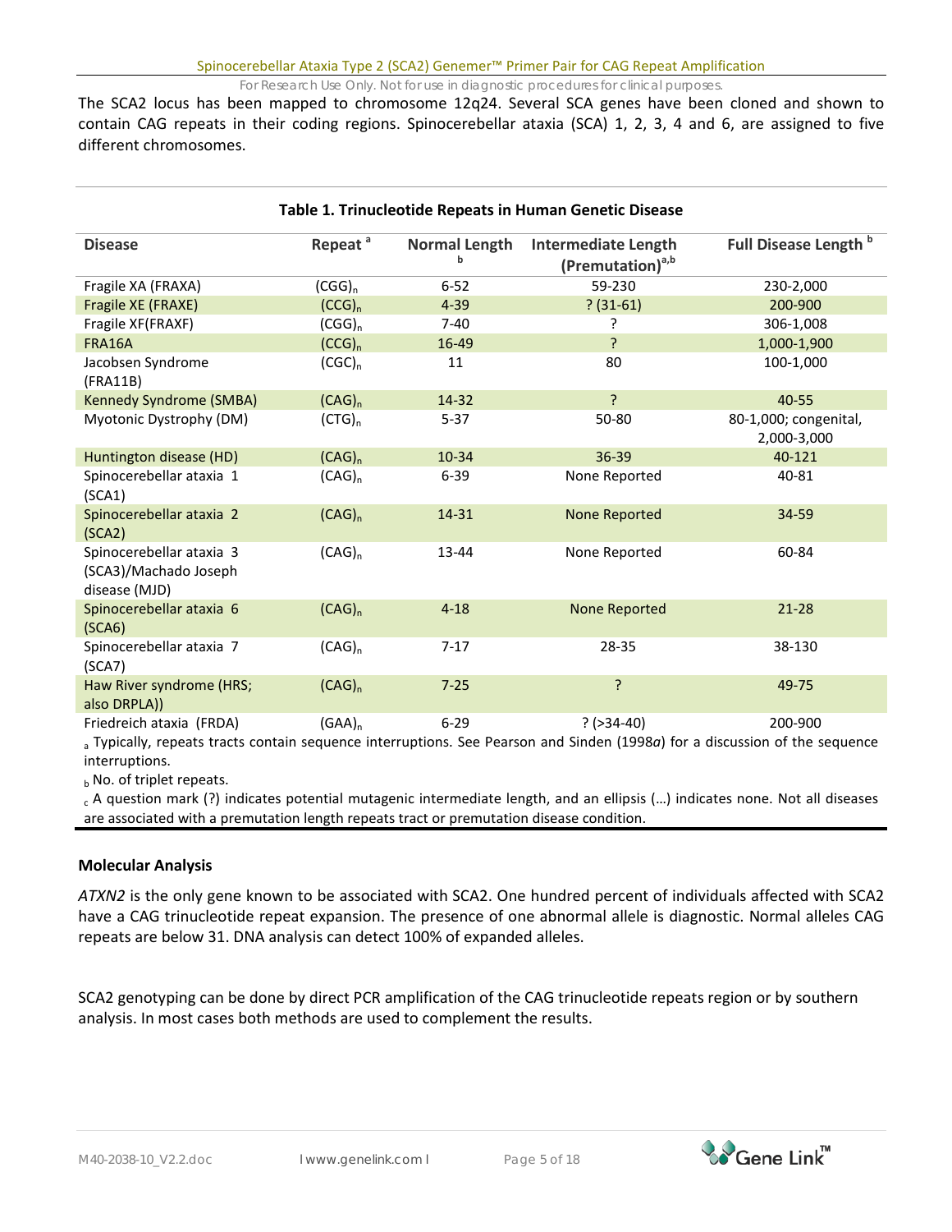The SCA2 locus has been mapped to chromosome 12q24. Several SCA genes have been cloned and shown to contain CAG repeats in their coding regions. Spinocerebellar ataxia (SCA) 1, 2, 3, 4 and 6, are assigned to five different chromosomes.

**Table 1. Trinucleotide Repeats in Human Genetic Disease**

| Disease | Repeat [a] | Normal Length [b] | Intermediate Length (Premutation)[a,b] | Full Disease Length [b] |
|---|---|---|---|---|
| Fragile XA (FRAXA) | $(CGG)_n$ | 6-52 | 59-230 | 230-2,000 |
| Fragile XE (FRAXE) | $(CCG)_n$ | 4-39 | ? (31-61) | 200-900 |
| Fragile XF(FRAXF) | $(CGG)_n$ | 7-40 | ? | 306-1,008 |
| FRA16A | $(CCG)_n$ | 16-49 | ? | 1,000-1,900 |
| Jacobsen Syndrome (FRA11B) | $(CGC)_n$ | 11 | 80 | 100-1,000 |
| Kennedy Syndrome (SMBA) | $(CAG)_n$ | 14-32 | ? | 40-55 |
| Myotonic Dystrophy (DM) | $(CTG)_n$ | 5-37 | 50-80 | 80-1,000; congenital, 2,000-3,000 |
| Huntington disease (HD) | $(CAG)_n$ | 10-34 | 36-39 | 40-121 |
| Spinocerebellar ataxia 1 (SCA1) | $(CAG)_n$ | 6-39 | None Reported | 40-81 |
| Spinocerebellar ataxia 2 (SCA2) | $(CAG)_n$ | 14-31 | None Reported | 34-59 |
| Spinocerebellar ataxia 3 (SCA3)/Machado Joseph disease (MJD) | $(CAG)_n$ | 13-44 | None Reported | 60-84 |
| Spinocerebellar ataxia 6 (SCA6) | $(CAG)_n$ | 4-18 | None Reported | 21-28 |
| Spinocerebellar ataxia 7 (SCA7) | $(CAG)_n$ | 7-17 | 28-35 | 38-130 |
| Haw River syndrome (HRS; also DRPLA)) | $(CAG)_n$ | 7-25 | ? | 49-75 |
| Friedreich ataxia (FRDA) | $(GAA)_n$ | 6-29 | ? (>34-40) | 200-900 |

[a] Typically, repeats tracts contain sequence interruptions. See Pearson and Sinden (1998*a*) for a discussion of the sequence interruptions.

[b] No. of triplet repeats.

[c] A question mark (?) indicates potential mutagenic intermediate length, and an ellipsis (…) indicates none. Not all diseases are associated with a premutation length repeats tract or premutation disease condition.

**Molecular Analysis**

*ATXN2* is the only gene known to be associated with SCA2. One hundred percent of individuals affected with SCA2 have a CAG trinucleotide repeat expansion. The presence of one abnormal allele is diagnostic. Normal alleles CAG repeats are below 31. DNA analysis can detect 100% of expanded alleles.

SCA2 genotyping can be done by direct PCR amplification of the CAG trinucleotide repeats region or by southern analysis. In most cases both methods are used to complement the results.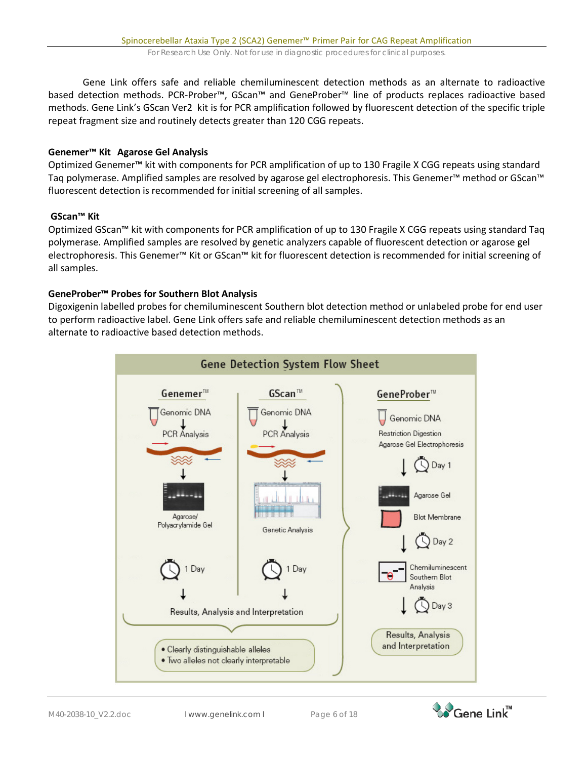Gene Link offers safe and reliable chemiluminescent detection methods as an alternate to radioactive based detection methods. PCR-Prober™, GScan™ and GeneProber™ line of products replaces radioactive based methods. Gene Link's GScan Ver2 kit is for PCR amplification followed by fluorescent detection of the specific triple repeat fragment size and routinely detects greater than 120 CGG repeats.

**Genemer™ Kit Agarose Gel Analysis**
Optimized Genemer™ kit with components for PCR amplification of up to 130 Fragile X CGG repeats using standard Taq polymerase. Amplified samples are resolved by agarose gel electrophoresis. This Genemer™ method or GScan™ fluorescent detection is recommended for initial screening of all samples.

**GScan™ Kit**
Optimized GScan™ kit with components for PCR amplification of up to 130 Fragile X CGG repeats using standard Taq polymerase. Amplified samples are resolved by genetic analyzers capable of fluorescent detection or agarose gel electrophoresis. This Genemer™ Kit or GScan™ kit for fluorescent detection is recommended for initial screening of all samples.

**GeneProber™ Probes for Southern Blot Analysis**
Digoxigenin labelled probes for chemiluminescent Southern blot detection method or unlabeled probe for end user to perform radioactive label. Gene Link offers safe and reliable chemiluminescent detection methods as an alternate to radioactive based detection methods.

**Gene Detection System Flow Sheet**

**Genemer™**
- Genomic DNA
- PCR Analysis
- Agarose/Polyacrylamide Gel
- 1 Day

**GScan™**
- Genomic DNA
- PCR Analysis
- Genetic Analysis
- 1 Day

Results, Analysis and Interpretation
- Clearly distinguishable alleles
- Two alleles not clearly interpretable

**GeneProber™**
- Genomic DNA
- Restriction Digestion
- Agarose Gel Electrophoresis
- Day 1
- Agarose Gel
- Blot Membrane
- Day 2
- Chemiluminescent Southern Blot Analysis
- Day 3

Results, Analysis and Interpretation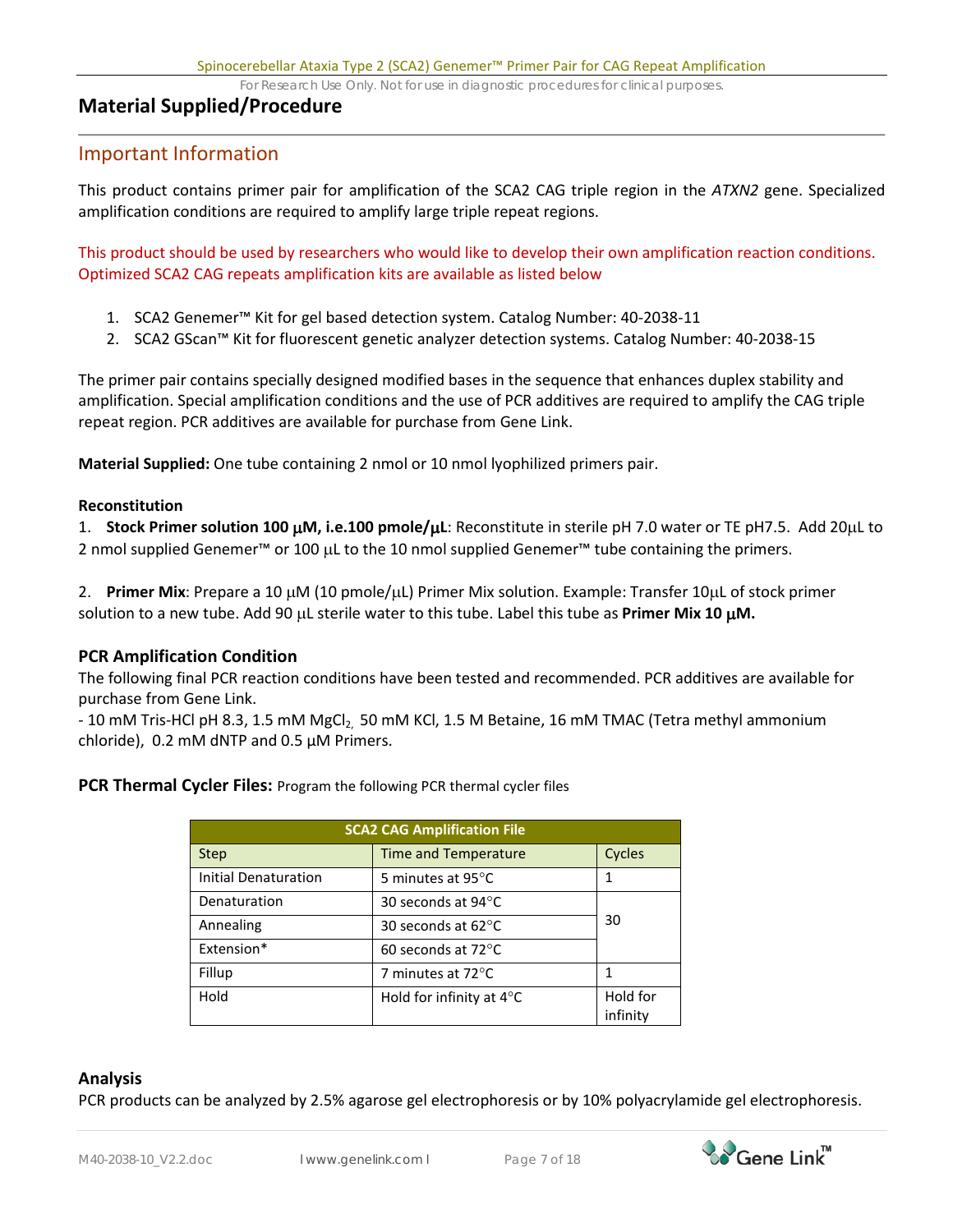## Material Supplied/Procedure

### Important Information

This product contains primer pair for amplification of the SCA2 CAG triple region in the *ATXN2* gene. Specialized amplification conditions are required to amplify large triple repeat regions.

This product should be used by researchers who would like to develop their own amplification reaction conditions. Optimized SCA2 CAG repeats amplification kits are available as listed below

1. SCA2 Genemer™ Kit for gel based detection system. Catalog Number: 40-2038-11
2. SCA2 GScan™ Kit for fluorescent genetic analyzer detection systems. Catalog Number: 40-2038-15

The primer pair contains specially designed modified bases in the sequence that enhances duplex stability and amplification. Special amplification conditions and the use of PCR additives are required to amplify the CAG triple repeat region. PCR additives are available for purchase from Gene Link.

**Material Supplied:** One tube containing 2 nmol or 10 nmol lyophilized primers pair.

**Reconstitution**

1. **Stock Primer solution 100 μM, i.e.100 pmole/μL**: Reconstitute in sterile pH 7.0 water or TE pH7.5. Add 20μL to 2 nmol supplied Genemer™ or 100 μL to the 10 nmol supplied Genemer™ tube containing the primers.

2. **Primer Mix**: Prepare a 10 μM (10 pmole/μL) Primer Mix solution. Example: Transfer 10μL of stock primer solution to a new tube. Add 90 μL sterile water to this tube. Label this tube as **Primer Mix 10 μM.**

### PCR Amplification Condition

The following final PCR reaction conditions have been tested and recommended. PCR additives are available for purchase from Gene Link.

- 10 mM Tris-HCl pH 8.3, 1.5 mM $MgCl_2$, 50 mM KCl, 1.5 M Betaine, 16 mM TMAC (Tetra methyl ammonium chloride), 0.2 mM dNTP and 0.5 μM Primers.

**PCR Thermal Cycler Files:** Program the following PCR thermal cycler files

| SCA2 CAG Amplification File | | |
|---|---|---|
| Step | Time and Temperature | Cycles |
| Initial Denaturation | 5 minutes at 95°C | 1 |
| Denaturation | 30 seconds at 94°C | 30 |
| Annealing | 30 seconds at 62°C | |
| Extension* | 60 seconds at 72°C | |
| Fillup | 7 minutes at 72°C | 1 |
| Hold | Hold for infinity at 4°C | Hold for infinity |

### Analysis

PCR products can be analyzed by 2.5% agarose gel electrophoresis or by 10% polyacrylamide gel electrophoresis.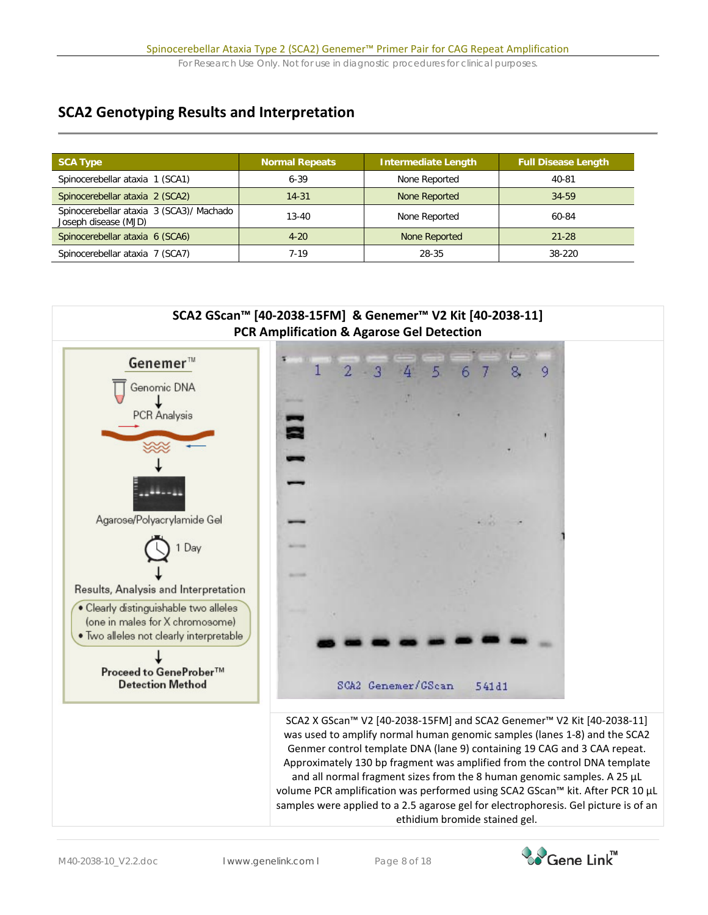## SCA2 Genotyping Results and Interpretation

| SCA Type | Normal Repeats | Intermediate Length | Full Disease Length |
|---|---|---|---|
| Spinocerebellar ataxia 1 (SCA1) | 6-39 | None Reported | 40-81 |
| Spinocerebellar ataxia 2 (SCA2) | 14-31 | None Reported | 34-59 |
| Spinocerebellar ataxia 3 (SCA3)/ Machado Joseph disease (MJD) | 13-40 | None Reported | 60-84 |
| Spinocerebellar ataxia 6 (SCA6) | 4-20 | None Reported | 21-28 |
| Spinocerebellar ataxia 7 (SCA7) | 7-19 | 28-35 | 38-220 |

**SCA2 GScan™ [40-2038-15FM] & Genemer™ V2 Kit [40-2038-11]**
**PCR Amplification & Agarose Gel Detection**

Genemer™

Genomic DNA
↓
PCR Analysis
↓
Agarose/Polyacrylamide Gel
1 Day
↓
Results, Analysis and Interpretation

- Clearly distinguishable two alleles (one in males for X chromosome)
- Two alleles not clearly interpretable

↓
**Proceed to GeneProber™ Detection Method**

1 2 3 4 5 6 7 8 9

SCA2 Genemer/GScan 541d1

SCA2 X GScan™ V2 [40-2038-15FM] and SCA2 Genemer™ V2 Kit [40-2038-11] was used to amplify normal human genomic samples (lanes 1-8) and the SCA2 Genmer control template DNA (lane 9) containing 19 CAG and 3 CAA repeat. Approximately 130 bp fragment was amplified from the control DNA template and all normal fragment sizes from the 8 human genomic samples. A 25 µL volume PCR amplification was performed using SCA2 GScan™ kit. After PCR 10 µL samples were applied to a 2.5 agarose gel for electrophoresis. Gel picture is of an ethidium bromide stained gel.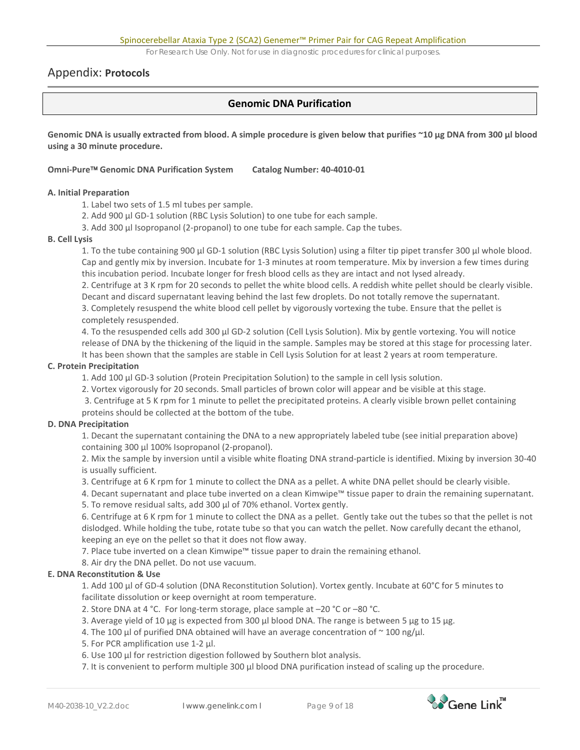# Appendix: **Protocols**

## Genomic DNA Purification

**Genomic DNA is usually extracted from blood. A simple procedure is given below that purifies ~10 µg DNA from 300 µl blood using a 30 minute procedure.**

**Omni-Pure™ Genomic DNA Purification System    Catalog Number: 40-4010-01**

**A. Initial Preparation**

1. Label two sets of 1.5 ml tubes per sample.
2. Add 900 µl GD-1 solution (RBC Lysis Solution) to one tube for each sample.
3. Add 300 µl Isopropanol (2-propanol) to one tube for each sample. Cap the tubes.

**B. Cell Lysis**

1. To the tube containing 900 µl GD-1 solution (RBC Lysis Solution) using a filter tip pipet transfer 300 µl whole blood. Cap and gently mix by inversion. Incubate for 1-3 minutes at room temperature. Mix by inversion a few times during this incubation period. Incubate longer for fresh blood cells as they are intact and not lysed already.
2. Centrifuge at 3 K rpm for 20 seconds to pellet the white blood cells. A reddish white pellet should be clearly visible. Decant and discard supernatant leaving behind the last few droplets. Do not totally remove the supernatant.
3. Completely resuspend the white blood cell pellet by vigorously vortexing the tube. Ensure that the pellet is completely resuspended.
4. To the resuspended cells add 300 µl GD-2 solution (Cell Lysis Solution). Mix by gentle vortexing. You will notice release of DNA by the thickening of the liquid in the sample. Samples may be stored at this stage for processing later. It has been shown that the samples are stable in Cell Lysis Solution for at least 2 years at room temperature.

**C. Protein Precipitation**

1. Add 100 µl GD-3 solution (Protein Precipitation Solution) to the sample in cell lysis solution.
2. Vortex vigorously for 20 seconds. Small particles of brown color will appear and be visible at this stage.
3. Centrifuge at 5 K rpm for 1 minute to pellet the precipitated proteins. A clearly visible brown pellet containing proteins should be collected at the bottom of the tube.

**D. DNA Precipitation**

1. Decant the supernatant containing the DNA to a new appropriately labeled tube (see initial preparation above) containing 300 µl 100% Isopropanol (2-propanol).
2. Mix the sample by inversion until a visible white floating DNA strand-particle is identified. Mixing by inversion 30-40 is usually sufficient.
3. Centrifuge at 6 K rpm for 1 minute to collect the DNA as a pellet. A white DNA pellet should be clearly visible.
4. Decant supernatant and place tube inverted on a clean Kimwipe™ tissue paper to drain the remaining supernatant.
5. To remove residual salts, add 300 µl of 70% ethanol. Vortex gently.
6. Centrifuge at 6 K rpm for 1 minute to collect the DNA as a pellet. Gently take out the tubes so that the pellet is not dislodged. While holding the tube, rotate tube so that you can watch the pellet. Now carefully decant the ethanol, keeping an eye on the pellet so that it does not flow away.
7. Place tube inverted on a clean Kimwipe™ tissue paper to drain the remaining ethanol.
8. Air dry the DNA pellet. Do not use vacuum.

**E. DNA Reconstitution & Use**

1. Add 100 µl of GD-4 solution (DNA Reconstitution Solution). Vortex gently. Incubate at 60°C for 5 minutes to facilitate dissolution or keep overnight at room temperature.
2. Store DNA at 4 °C. For long-term storage, place sample at –20 °C or –80 °C.
3. Average yield of 10 µg is expected from 300 µl blood DNA. The range is between 5 µg to 15 µg.
4. The 100 µl of purified DNA obtained will have an average concentration of ~ 100 ng/µl.
5. For PCR amplification use 1-2 µl.
6. Use 100 µl for restriction digestion followed by Southern blot analysis.
7. It is convenient to perform multiple 300 µl blood DNA purification instead of scaling up the procedure.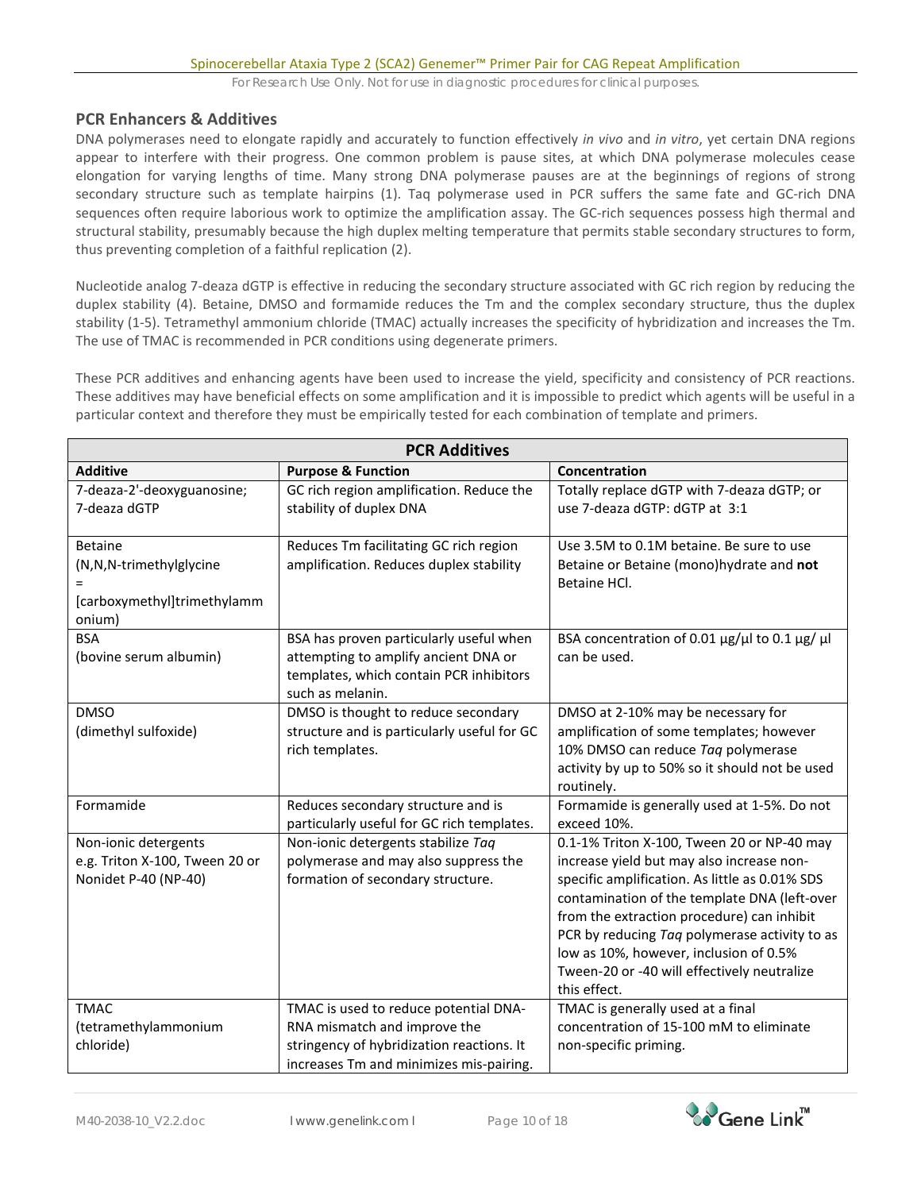## PCR Enhancers & Additives

DNA polymerases need to elongate rapidly and accurately to function effectively *in vivo* and *in vitro*, yet certain DNA regions appear to interfere with their progress. One common problem is pause sites, at which DNA polymerase molecules cease elongation for varying lengths of time. Many strong DNA polymerase pauses are at the beginnings of regions of strong secondary structure such as template hairpins (1). Taq polymerase used in PCR suffers the same fate and GC-rich DNA sequences often require laborious work to optimize the amplification assay. The GC-rich sequences possess high thermal and structural stability, presumably because the high duplex melting temperature that permits stable secondary structures to form, thus preventing completion of a faithful replication (2).

Nucleotide analog 7-deaza dGTP is effective in reducing the secondary structure associated with GC rich region by reducing the duplex stability (4). Betaine, DMSO and formamide reduces the Tm and the complex secondary structure, thus the duplex stability (1-5). Tetramethyl ammonium chloride (TMAC) actually increases the specificity of hybridization and increases the Tm. The use of TMAC is recommended in PCR conditions using degenerate primers.

These PCR additives and enhancing agents have been used to increase the yield, specificity and consistency of PCR reactions. These additives may have beneficial effects on some amplification and it is impossible to predict which agents will be useful in a particular context and therefore they must be empirically tested for each combination of template and primers.

| PCR Additives | | |
|---|---|---|
| **Additive** | **Purpose & Function** | **Concentration** |
| 7-deaza-2'-deoxyguanosine; 7-deaza dGTP | GC rich region amplification. Reduce the stability of duplex DNA | Totally replace dGTP with 7-deaza dGTP; or use 7-deaza dGTP: dGTP at 3:1 |
| Betaine (N,N,N-trimethylglycine = [carboxymethyl]trimethylammonium) | Reduces Tm facilitating GC rich region amplification. Reduces duplex stability | Use 3.5M to 0.1M betaine. Be sure to use Betaine or Betaine (mono)hydrate and **not** Betaine HCl. |
| BSA (bovine serum albumin) | BSA has proven particularly useful when attempting to amplify ancient DNA or templates, which contain PCR inhibitors such as melanin. | BSA concentration of 0.01 µg/µl to 0.1 µg/ µl can be used. |
| DMSO (dimethyl sulfoxide) | DMSO is thought to reduce secondary structure and is particularly useful for GC rich templates. | DMSO at 2-10% may be necessary for amplification of some templates; however 10% DMSO can reduce *Taq* polymerase activity by up to 50% so it should not be used routinely. |
| Formamide | Reduces secondary structure and is particularly useful for GC rich templates. | Formamide is generally used at 1-5%. Do not exceed 10%. |
| Non-ionic detergents e.g. Triton X-100, Tween 20 or Nonidet P-40 (NP-40) | Non-ionic detergents stabilize *Taq* polymerase and may also suppress the formation of secondary structure. | 0.1-1% Triton X-100, Tween 20 or NP-40 may increase yield but may also increase non-specific amplification. As little as 0.01% SDS contamination of the template DNA (left-over from the extraction procedure) can inhibit PCR by reducing *Taq* polymerase activity to as low as 10%, however, inclusion of 0.5% Tween-20 or -40 will effectively neutralize this effect. |
| TMAC (tetramethylammonium chloride) | TMAC is used to reduce potential DNA-RNA mismatch and improve the stringency of hybridization reactions. It increases Tm and minimizes mis-pairing. | TMAC is generally used at a final concentration of 15-100 mM to eliminate non-specific priming. |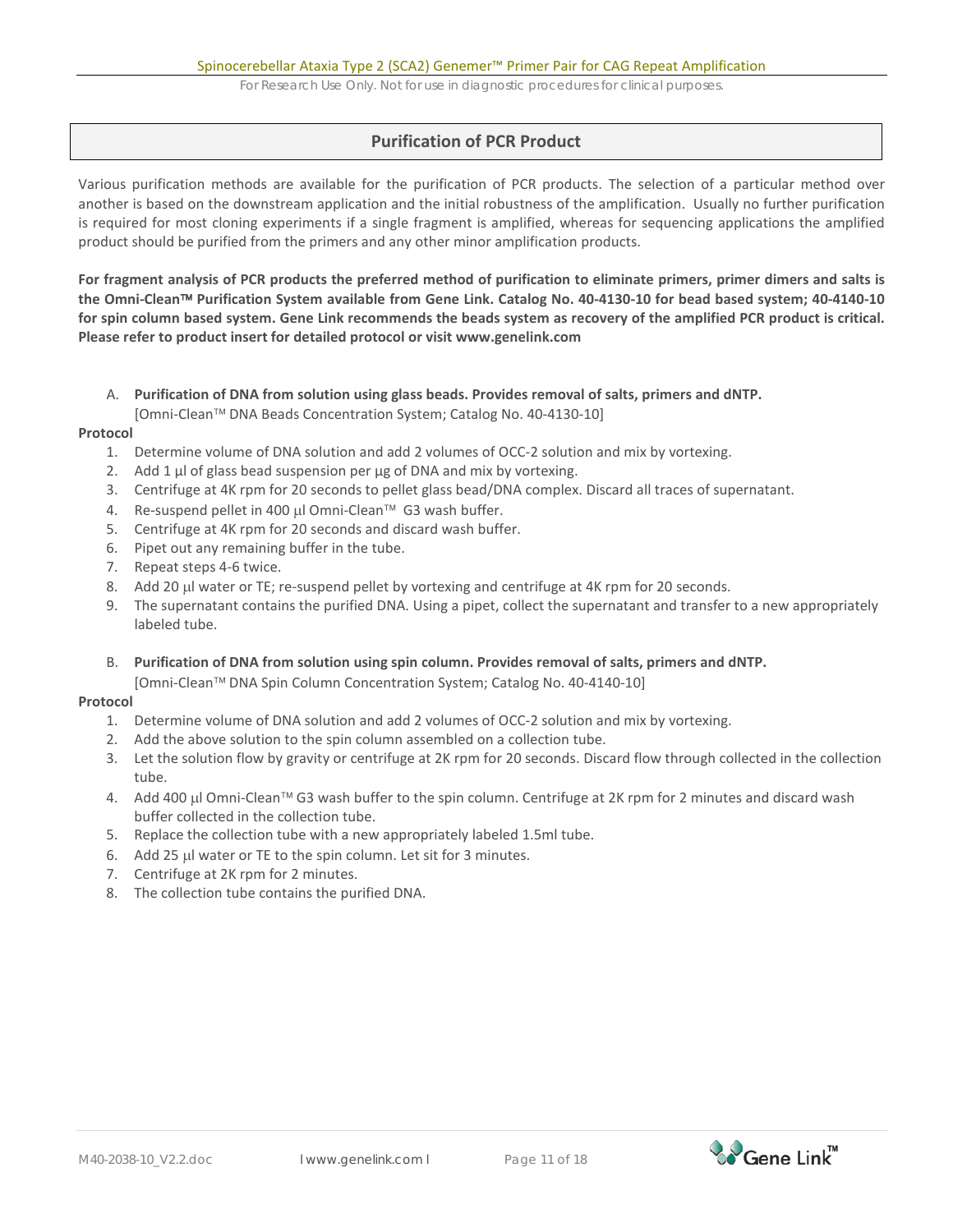## Purification of PCR Product

Various purification methods are available for the purification of PCR products. The selection of a particular method over another is based on the downstream application and the initial robustness of the amplification. Usually no further purification is required for most cloning experiments if a single fragment is amplified, whereas for sequencing applications the amplified product should be purified from the primers and any other minor amplification products.

**For fragment analysis of PCR products the preferred method of purification to eliminate primers, primer dimers and salts is the Omni-Clean™ Purification System available from Gene Link. Catalog No. 40-4130-10 for bead based system; 40-4140-10 for spin column based system. Gene Link recommends the beads system as recovery of the amplified PCR product is critical. Please refer to product insert for detailed protocol or visit www.genelink.com**

A. **Purification of DNA from solution using glass beads. Provides removal of salts, primers and dNTP.**
   [Omni-Clean™ DNA Beads Concentration System; Catalog No. 40-4130-10]

**Protocol**

1. Determine volume of DNA solution and add 2 volumes of OCC-2 solution and mix by vortexing.
2. Add 1 µl of glass bead suspension per µg of DNA and mix by vortexing.
3. Centrifuge at 4K rpm for 20 seconds to pellet glass bead/DNA complex. Discard all traces of supernatant.
4. Re-suspend pellet in 400 µl Omni-Clean™ G3 wash buffer.
5. Centrifuge at 4K rpm for 20 seconds and discard wash buffer.
6. Pipet out any remaining buffer in the tube.
7. Repeat steps 4-6 twice.
8. Add 20 µl water or TE; re-suspend pellet by vortexing and centrifuge at 4K rpm for 20 seconds.
9. The supernatant contains the purified DNA. Using a pipet, collect the supernatant and transfer to a new appropriately labeled tube.

B. **Purification of DNA from solution using spin column. Provides removal of salts, primers and dNTP.**
   [Omni-Clean™ DNA Spin Column Concentration System; Catalog No. 40-4140-10]

**Protocol**

1. Determine volume of DNA solution and add 2 volumes of OCC-2 solution and mix by vortexing.
2. Add the above solution to the spin column assembled on a collection tube.
3. Let the solution flow by gravity or centrifuge at 2K rpm for 20 seconds. Discard flow through collected in the collection tube.
4. Add 400 µl Omni-Clean™ G3 wash buffer to the spin column. Centrifuge at 2K rpm for 2 minutes and discard wash buffer collected in the collection tube.
5. Replace the collection tube with a new appropriately labeled 1.5ml tube.
6. Add 25 µl water or TE to the spin column. Let sit for 3 minutes.
7. Centrifuge at 2K rpm for 2 minutes.
8. The collection tube contains the purified DNA.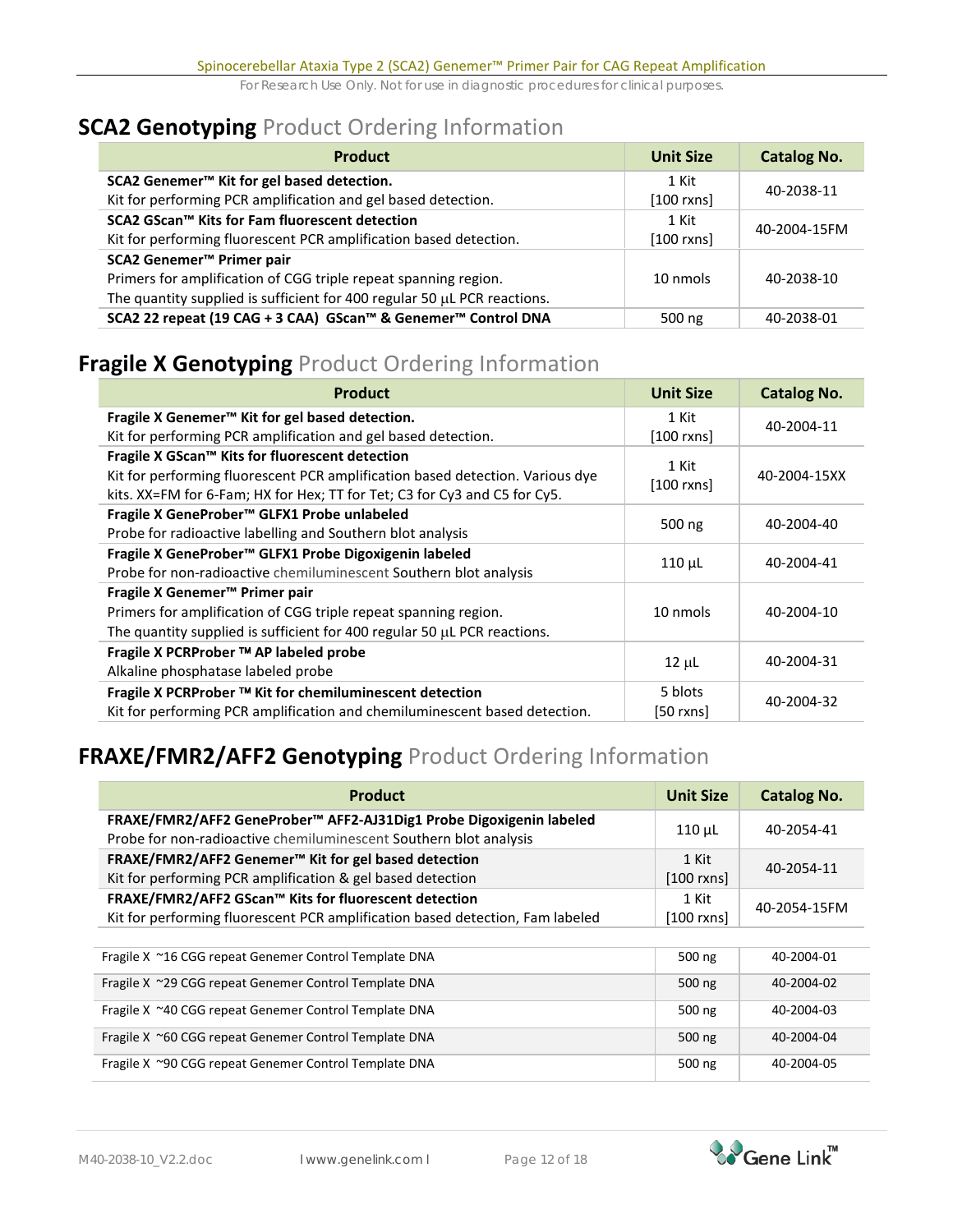## **SCA2 Genotyping** Product Ordering Information

| Product | Unit Size | Catalog No. |
|---|---|---|
| **SCA2 Genemer™ Kit for gel based detection.**<br>Kit for performing PCR amplification and gel based detection. | 1 Kit<br>[100 rxns] | 40-2038-11 |
| **SCA2 GScan™ Kits for Fam fluorescent detection**<br>Kit for performing fluorescent PCR amplification based detection. | 1 Kit<br>[100 rxns] | 40-2004-15FM |
| **SCA2 Genemer™ Primer pair**<br>Primers for amplification of CGG triple repeat spanning region.<br>The quantity supplied is sufficient for 400 regular 50 µL PCR reactions. | 10 nmols | 40-2038-10 |
| **SCA2 22 repeat (19 CAG + 3 CAA) GScan™ & Genemer™ Control DNA** | 500 ng | 40-2038-01 |

## **Fragile X Genotyping** Product Ordering Information

| Product | Unit Size | Catalog No. |
|---|---|---|
| **Fragile X Genemer™ Kit for gel based detection.**<br>Kit for performing PCR amplification and gel based detection. | 1 Kit<br>[100 rxns] | 40-2004-11 |
| **Fragile X GScan™ Kits for fluorescent detection**<br>Kit for performing fluorescent PCR amplification based detection. Various dye kits. XX=FM for 6-Fam; HX for Hex; TT for Tet; C3 for Cy3 and C5 for Cy5. | 1 Kit<br>[100 rxns] | 40-2004-15XX |
| **Fragile X GeneProber™ GLFX1 Probe unlabeled**<br>Probe for radioactive labelling and Southern blot analysis | 500 ng | 40-2004-40 |
| **Fragile X GeneProber™ GLFX1 Probe Digoxigenin labeled**<br>Probe for non-radioactive chemiluminescent Southern blot analysis | 110 µL | 40-2004-41 |
| **Fragile X Genemer™ Primer pair**<br>Primers for amplification of CGG triple repeat spanning region.<br>The quantity supplied is sufficient for 400 regular 50 µL PCR reactions. | 10 nmols | 40-2004-10 |
| **Fragile X PCRProber ™ AP labeled probe**<br>Alkaline phosphatase labeled probe | 12 µL | 40-2004-31 |
| **Fragile X PCRProber ™ Kit for chemiluminescent detection**<br>Kit for performing PCR amplification and chemiluminescent based detection. | 5 blots<br>[50 rxns] | 40-2004-32 |

## **FRAXE/FMR2/AFF2 Genotyping** Product Ordering Information

| Product | Unit Size | Catalog No. |
|---|---|---|
| **FRAXE/FMR2/AFF2 GeneProber™ AFF2-AJ31Dig1 Probe Digoxigenin labeled**<br>Probe for non-radioactive chemiluminescent Southern blot analysis | 110 µL | 40-2054-41 |
| **FRAXE/FMR2/AFF2 Genemer™ Kit for gel based detection**<br>Kit for performing PCR amplification & gel based detection | 1 Kit<br>[100 rxns] | 40-2054-11 |
| **FRAXE/FMR2/AFF2 GScan™ Kits for fluorescent detection**<br>Kit for performing fluorescent PCR amplification based detection, Fam labeled | 1 Kit<br>[100 rxns] | 40-2054-15FM |

| | | |
|---|---|---|
| Fragile X ~16 CGG repeat Genemer Control Template DNA | 500 ng | 40-2004-01 |
| Fragile X ~29 CGG repeat Genemer Control Template DNA | 500 ng | 40-2004-02 |
| Fragile X ~40 CGG repeat Genemer Control Template DNA | 500 ng | 40-2004-03 |
| Fragile X ~60 CGG repeat Genemer Control Template DNA | 500 ng | 40-2004-04 |
| Fragile X ~90 CGG repeat Genemer Control Template DNA | 500 ng | 40-2004-05 |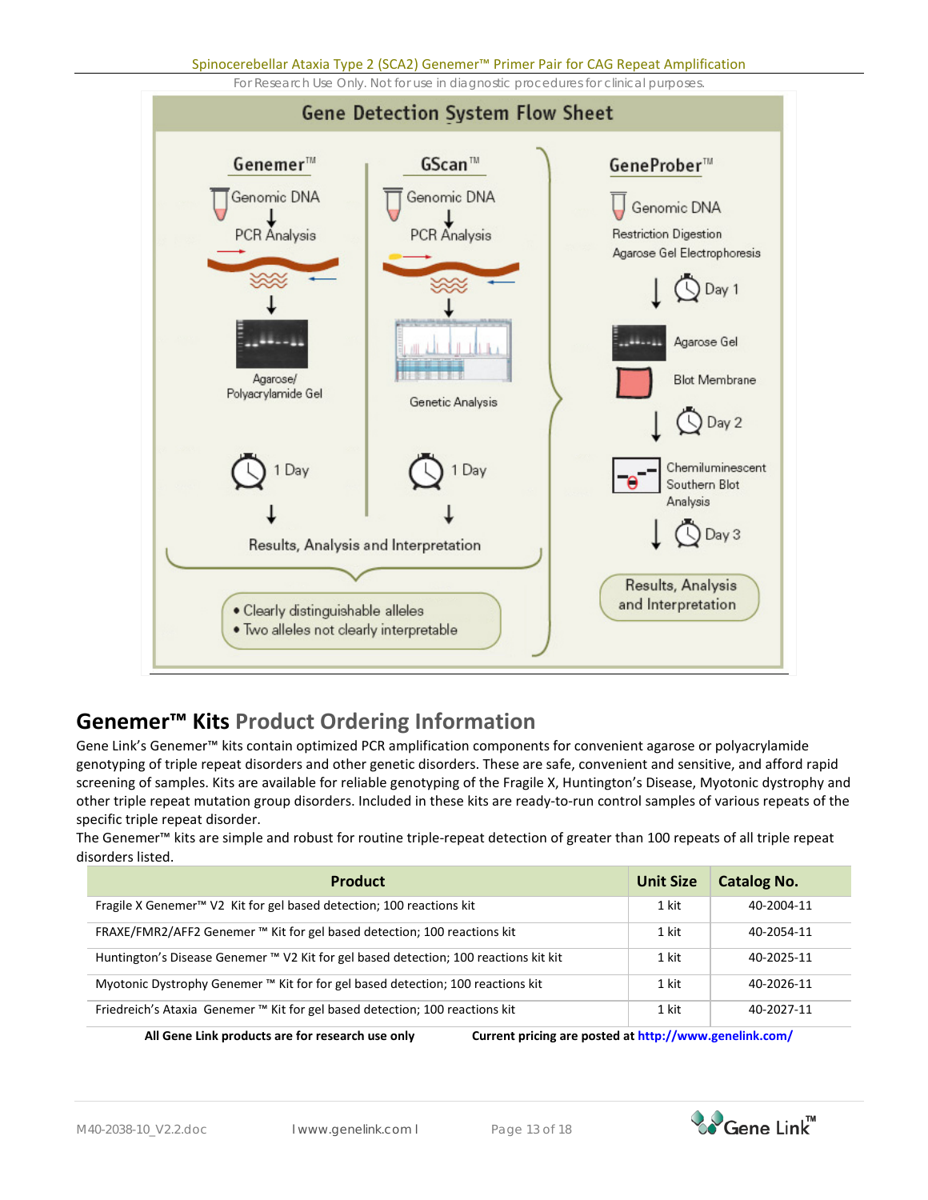## Gene Detection System Flow Sheet

**Genemer™**

Genomic DNA → PCR Analysis → Agarose/Polyacrylamide Gel → 1 Day → Results, Analysis and Interpretation

**GScan™**

Genomic DNA → PCR Analysis → Genetic Analysis → 1 Day → Results, Analysis and Interpretation

- Clearly distinguishable alleles
- Two alleles not clearly interpretable

**GeneProber™**

Genomic DNA

Restriction Digestion

Agarose Gel Electrophoresis

Day 1

Agarose Gel

Blot Membrane

Day 2

Chemiluminescent Southern Blot Analysis

Day 3

Results, Analysis and Interpretation

## Genemer™ Kits Product Ordering Information

Gene Link's Genemer™ kits contain optimized PCR amplification components for convenient agarose or polyacrylamide genotyping of triple repeat disorders and other genetic disorders. These are safe, convenient and sensitive, and afford rapid screening of samples. Kits are available for reliable genotyping of the Fragile X, Huntington's Disease, Myotonic dystrophy and other triple repeat mutation group disorders. Included in these kits are ready-to-run control samples of various repeats of the specific triple repeat disorder.

The Genemer™ kits are simple and robust for routine triple-repeat detection of greater than 100 repeats of all triple repeat disorders listed.

| Product | Unit Size | Catalog No. |
|---|---|---|
| Fragile X Genemer™ V2 Kit for gel based detection; 100 reactions kit | 1 kit | 40-2004-11 |
| FRAXE/FMR2/AFF2 Genemer ™ Kit for gel based detection; 100 reactions kit | 1 kit | 40-2054-11 |
| Huntington's Disease Genemer ™ V2 Kit for gel based detection; 100 reactions kit kit | 1 kit | 40-2025-11 |
| Myotonic Dystrophy Genemer ™ Kit for for gel based detection; 100 reactions kit | 1 kit | 40-2026-11 |
| Friedreich's Ataxia Genemer ™ Kit for gel based detection; 100 reactions kit | 1 kit | 40-2027-11 |

**All Gene Link products are for research use only** **Current pricing are posted at http://www.genelink.com/**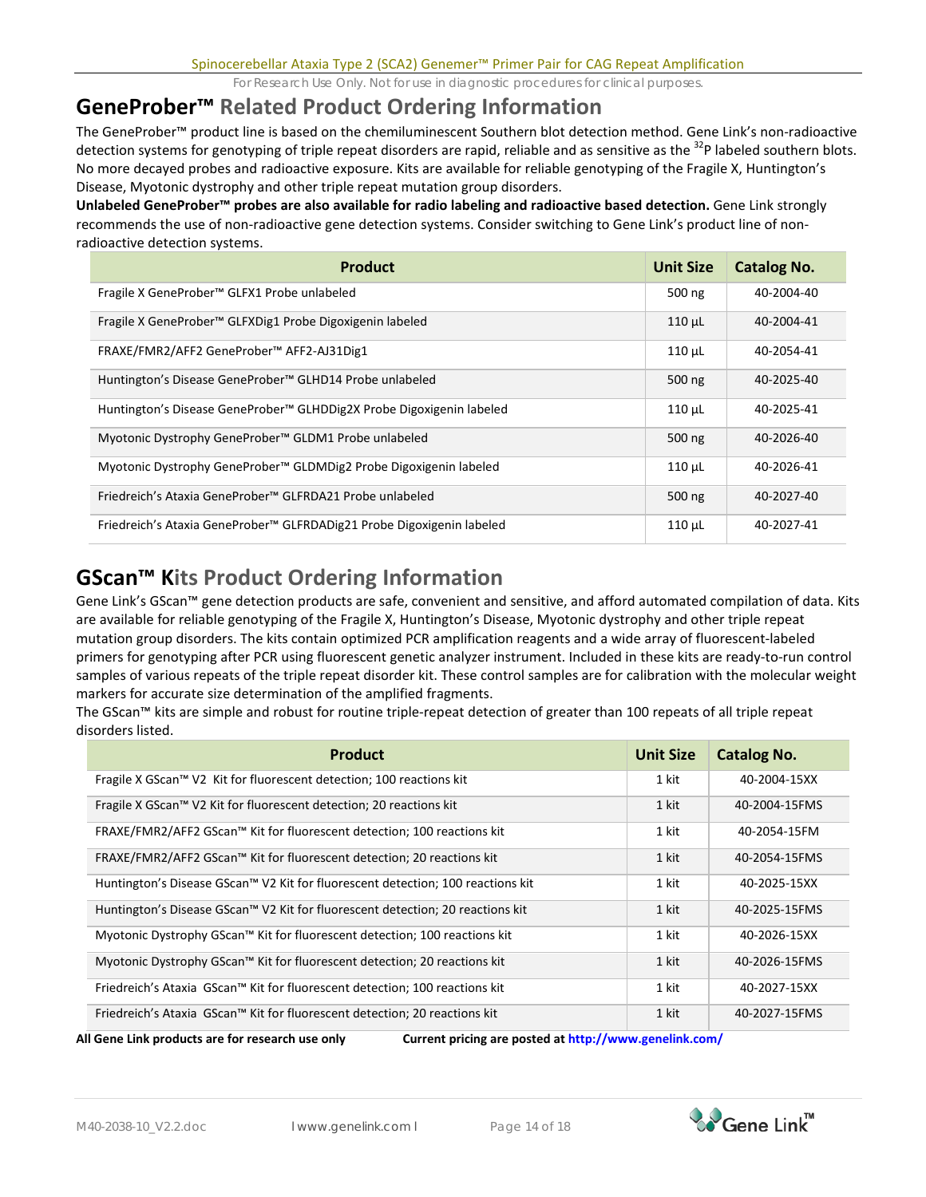## GeneProber™ Related Product Ordering Information

The GeneProber™ product line is based on the chemiluminescent Southern blot detection method. Gene Link's non-radioactive detection systems for genotyping of triple repeat disorders are rapid, reliable and as sensitive as the $^{32}$P labeled southern blots. No more decayed probes and radioactive exposure. Kits are available for reliable genotyping of the Fragile X, Huntington's Disease, Myotonic dystrophy and other triple repeat mutation group disorders.

**Unlabeled GeneProber™ probes are also available for radio labeling and radioactive based detection.** Gene Link strongly recommends the use of non-radioactive gene detection systems. Consider switching to Gene Link's product line of non-radioactive detection systems.

| Product | Unit Size | Catalog No. |
|---|---|---|
| Fragile X GeneProber™ GLFX1 Probe unlabeled | 500 ng | 40-2004-40 |
| Fragile X GeneProber™ GLFXDig1 Probe Digoxigenin labeled | 110 µL | 40-2004-41 |
| FRAXE/FMR2/AFF2 GeneProber™ AFF2-AJ31Dig1 | 110 µL | 40-2054-41 |
| Huntington's Disease GeneProber™ GLHD14 Probe unlabeled | 500 ng | 40-2025-40 |
| Huntington's Disease GeneProber™ GLHDDig2X Probe Digoxigenin labeled | 110 µL | 40-2025-41 |
| Myotonic Dystrophy GeneProber™ GLDM1 Probe unlabeled | 500 ng | 40-2026-40 |
| Myotonic Dystrophy GeneProber™ GLDMDig2 Probe Digoxigenin labeled | 110 µL | 40-2026-41 |
| Friedreich's Ataxia GeneProber™ GLFRDA21 Probe unlabeled | 500 ng | 40-2027-40 |
| Friedreich's Ataxia GeneProber™ GLFRDADig21 Probe Digoxigenin labeled | 110 µL | 40-2027-41 |

## GScan™ Kits Product Ordering Information

Gene Link's GScan™ gene detection products are safe, convenient and sensitive, and afford automated compilation of data. Kits are available for reliable genotyping of the Fragile X, Huntington's Disease, Myotonic dystrophy and other triple repeat mutation group disorders. The kits contain optimized PCR amplification reagents and a wide array of fluorescent-labeled primers for genotyping after PCR using fluorescent genetic analyzer instrument. Included in these kits are ready-to-run control samples of various repeats of the triple repeat disorder kit. These control samples are for calibration with the molecular weight markers for accurate size determination of the amplified fragments.

The GScan™ kits are simple and robust for routine triple-repeat detection of greater than 100 repeats of all triple repeat disorders listed.

| Product | Unit Size | Catalog No. |
|---|---|---|
| Fragile X GScan™ V2 Kit for fluorescent detection; 100 reactions kit | 1 kit | 40-2004-15XX |
| Fragile X GScan™ V2 Kit for fluorescent detection; 20 reactions kit | 1 kit | 40-2004-15FMS |
| FRAXE/FMR2/AFF2 GScan™ Kit for fluorescent detection; 100 reactions kit | 1 kit | 40-2054-15FM |
| FRAXE/FMR2/AFF2 GScan™ Kit for fluorescent detection; 20 reactions kit | 1 kit | 40-2054-15FMS |
| Huntington's Disease GScan™ V2 Kit for fluorescent detection; 100 reactions kit | 1 kit | 40-2025-15XX |
| Huntington's Disease GScan™ V2 Kit for fluorescent detection; 20 reactions kit | 1 kit | 40-2025-15FMS |
| Myotonic Dystrophy GScan™ Kit for fluorescent detection; 100 reactions kit | 1 kit | 40-2026-15XX |
| Myotonic Dystrophy GScan™ Kit for fluorescent detection; 20 reactions kit | 1 kit | 40-2026-15FMS |
| Friedreich's Ataxia GScan™ Kit for fluorescent detection; 100 reactions kit | 1 kit | 40-2027-15XX |
| Friedreich's Ataxia GScan™ Kit for fluorescent detection; 20 reactions kit | 1 kit | 40-2027-15FMS |

**All Gene Link products are for research use only** **Current pricing are posted at http://www.genelink.com/**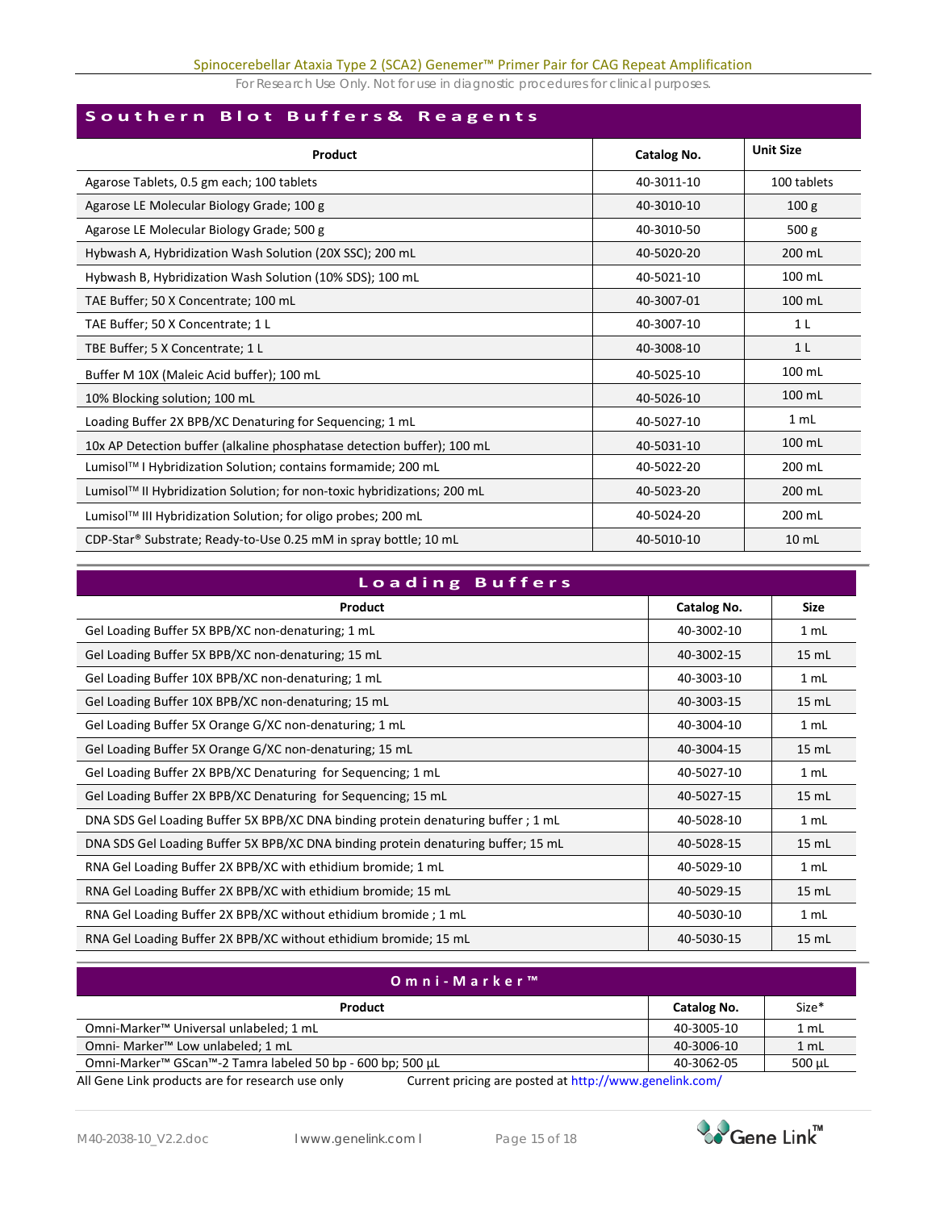## Southern Blot Buffers& Reagents

| Product | Catalog No. | Unit Size |
|---|---|---|
| Agarose Tablets, 0.5 gm each; 100 tablets | 40-3011-10 | 100 tablets |
| Agarose LE Molecular Biology Grade; 100 g | 40-3010-10 | 100 g |
| Agarose LE Molecular Biology Grade; 500 g | 40-3010-50 | 500 g |
| Hybwash A, Hybridization Wash Solution (20X SSC); 200 mL | 40-5020-20 | 200 mL |
| Hybwash B, Hybridization Wash Solution (10% SDS); 100 mL | 40-5021-10 | 100 mL |
| TAE Buffer; 50 X Concentrate; 100 mL | 40-3007-01 | 100 mL |
| TAE Buffer; 50 X Concentrate; 1 L | 40-3007-10 | 1 L |
| TBE Buffer; 5 X Concentrate; 1 L | 40-3008-10 | 1 L |
| Buffer M 10X (Maleic Acid buffer); 100 mL | 40-5025-10 | 100 mL |
| 10% Blocking solution; 100 mL | 40-5026-10 | 100 mL |
| Loading Buffer 2X BPB/XC Denaturing for Sequencing; 1 mL | 40-5027-10 | 1 mL |
| 10x AP Detection buffer (alkaline phosphatase detection buffer); 100 mL | 40-5031-10 | 100 mL |
| Lumisol™ I Hybridization Solution; contains formamide; 200 mL | 40-5022-20 | 200 mL |
| Lumisol™ II Hybridization Solution; for non-toxic hybridizations; 200 mL | 40-5023-20 | 200 mL |
| Lumisol™ III Hybridization Solution; for oligo probes; 200 mL | 40-5024-20 | 200 mL |
| CDP-Star® Substrate; Ready-to-Use 0.25 mM in spray bottle; 10 mL | 40-5010-10 | 10 mL |

## Loading Buffers

| Product | Catalog No. | Size |
|---|---|---|
| Gel Loading Buffer 5X BPB/XC non-denaturing; 1 mL | 40-3002-10 | 1 mL |
| Gel Loading Buffer 5X BPB/XC non-denaturing; 15 mL | 40-3002-15 | 15 mL |
| Gel Loading Buffer 10X BPB/XC non-denaturing; 1 mL | 40-3003-10 | 1 mL |
| Gel Loading Buffer 10X BPB/XC non-denaturing; 15 mL | 40-3003-15 | 15 mL |
| Gel Loading Buffer 5X Orange G/XC non-denaturing; 1 mL | 40-3004-10 | 1 mL |
| Gel Loading Buffer 5X Orange G/XC non-denaturing; 15 mL | 40-3004-15 | 15 mL |
| Gel Loading Buffer 2X BPB/XC Denaturing for Sequencing; 1 mL | 40-5027-10 | 1 mL |
| Gel Loading Buffer 2X BPB/XC Denaturing for Sequencing; 15 mL | 40-5027-15 | 15 mL |
| DNA SDS Gel Loading Buffer 5X BPB/XC DNA binding protein denaturing buffer ; 1 mL | 40-5028-10 | 1 mL |
| DNA SDS Gel Loading Buffer 5X BPB/XC DNA binding protein denaturing buffer; 15 mL | 40-5028-15 | 15 mL |
| RNA Gel Loading Buffer 2X BPB/XC with ethidium bromide; 1 mL | 40-5029-10 | 1 mL |
| RNA Gel Loading Buffer 2X BPB/XC with ethidium bromide; 15 mL | 40-5029-15 | 15 mL |
| RNA Gel Loading Buffer 2X BPB/XC without ethidium bromide ; 1 mL | 40-5030-10 | 1 mL |
| RNA Gel Loading Buffer 2X BPB/XC without ethidium bromide; 15 mL | 40-5030-15 | 15 mL |

## Omni-Marker™

| Product | Catalog No. | Size* |
|---|---|---|
| Omni-Marker™ Universal unlabeled; 1 mL | 40-3005-10 | 1 mL |
| Omni- Marker™ Low unlabeled; 1 mL | 40-3006-10 | 1 mL |
| Omni-Marker™ GScan™-2 Tamra labeled 50 bp - 600 bp; 500 µL | 40-3062-05 | 500 µL |

All Gene Link products are for research use only     Current pricing are posted at http://www.genelink.com/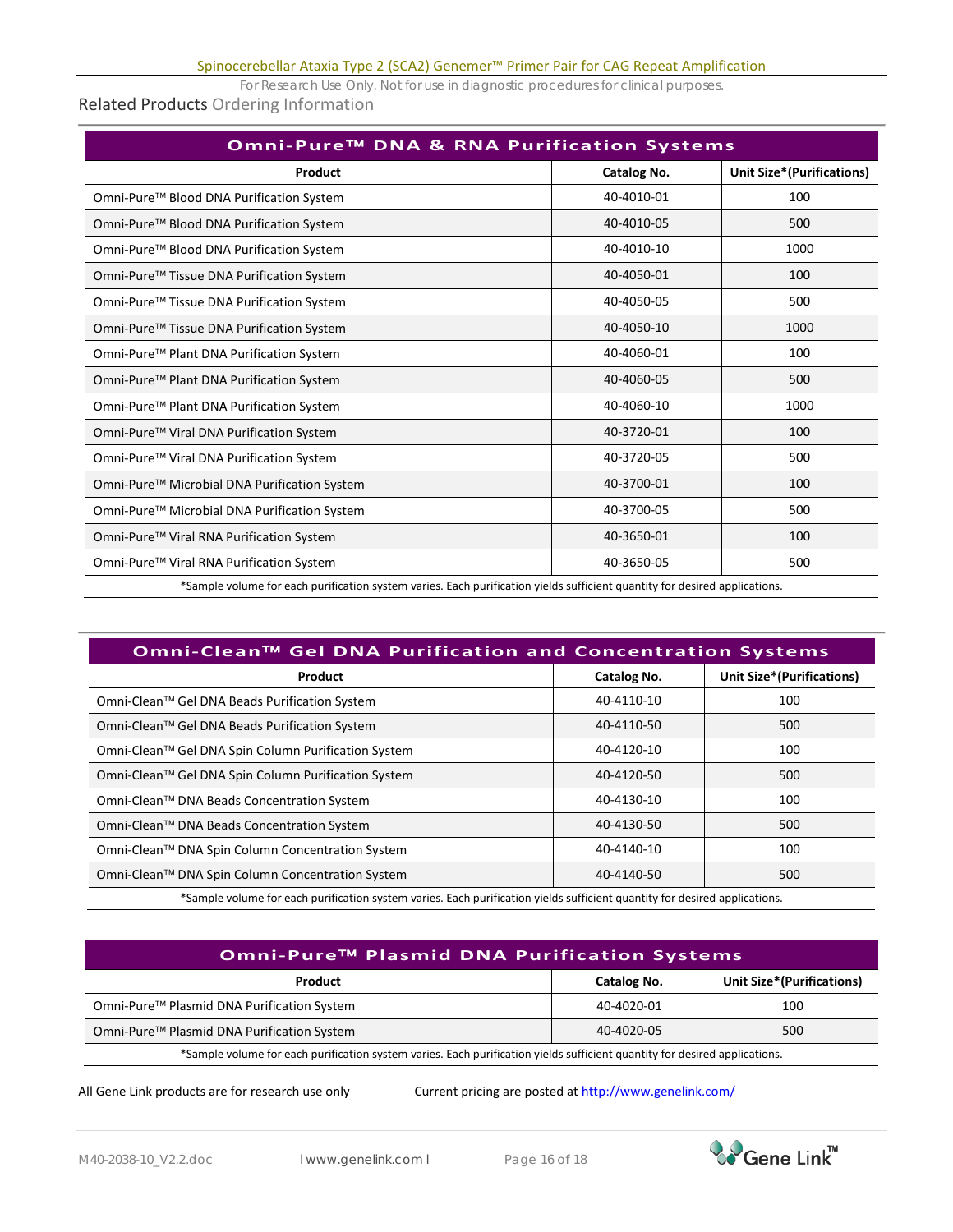## Related Products Ordering Information

| Omni-Pure™ DNA & RNA Purification Systems | | |
|---|---|---|
| **Product** | **Catalog No.** | **Unit Size*(Purifications)** |
| Omni-Pure™ Blood DNA Purification System | 40-4010-01 | 100 |
| Omni-Pure™ Blood DNA Purification System | 40-4010-05 | 500 |
| Omni-Pure™ Blood DNA Purification System | 40-4010-10 | 1000 |
| Omni-Pure™ Tissue DNA Purification System | 40-4050-01 | 100 |
| Omni-Pure™ Tissue DNA Purification System | 40-4050-05 | 500 |
| Omni-Pure™ Tissue DNA Purification System | 40-4050-10 | 1000 |
| Omni-Pure™ Plant DNA Purification System | 40-4060-01 | 100 |
| Omni-Pure™ Plant DNA Purification System | 40-4060-05 | 500 |
| Omni-Pure™ Plant DNA Purification System | 40-4060-10 | 1000 |
| Omni-Pure™ Viral DNA Purification System | 40-3720-01 | 100 |
| Omni-Pure™ Viral DNA Purification System | 40-3720-05 | 500 |
| Omni-Pure™ Microbial DNA Purification System | 40-3700-01 | 100 |
| Omni-Pure™ Microbial DNA Purification System | 40-3700-05 | 500 |
| Omni-Pure™ Viral RNA Purification System | 40-3650-01 | 100 |
| Omni-Pure™ Viral RNA Purification System | 40-3650-05 | 500 |

*Sample volume for each purification system varies. Each purification yields sufficient quantity for desired applications.

| Omni-Clean™ Gel DNA Purification and Concentration Systems | | |
|---|---|---|
| **Product** | **Catalog No.** | **Unit Size*(Purifications)** |
| Omni-Clean™ Gel DNA Beads Purification System | 40-4110-10 | 100 |
| Omni-Clean™ Gel DNA Beads Purification System | 40-4110-50 | 500 |
| Omni-Clean™ Gel DNA Spin Column Purification System | 40-4120-10 | 100 |
| Omni-Clean™ Gel DNA Spin Column Purification System | 40-4120-50 | 500 |
| Omni-Clean™ DNA Beads Concentration System | 40-4130-10 | 100 |
| Omni-Clean™ DNA Beads Concentration System | 40-4130-50 | 500 |
| Omni-Clean™ DNA Spin Column Concentration System | 40-4140-10 | 100 |
| Omni-Clean™ DNA Spin Column Concentration System | 40-4140-50 | 500 |

*Sample volume for each purification system varies. Each purification yields sufficient quantity for desired applications.

| Omni-Pure™ Plasmid DNA Purification Systems | | |
|---|---|---|
| **Product** | **Catalog No.** | **Unit Size*(Purifications)** |
| Omni-Pure™ Plasmid DNA Purification System | 40-4020-01 | 100 |
| Omni-Pure™ Plasmid DNA Purification System | 40-4020-05 | 500 |

*Sample volume for each purification system varies. Each purification yields sufficient quantity for desired applications.

All Gene Link products are for research use only    Current pricing are posted at http://www.genelink.com/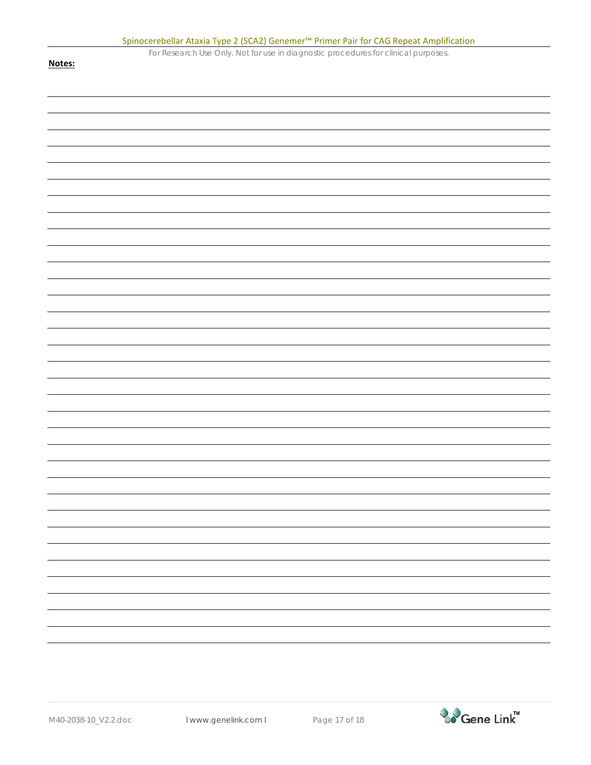**Notes:**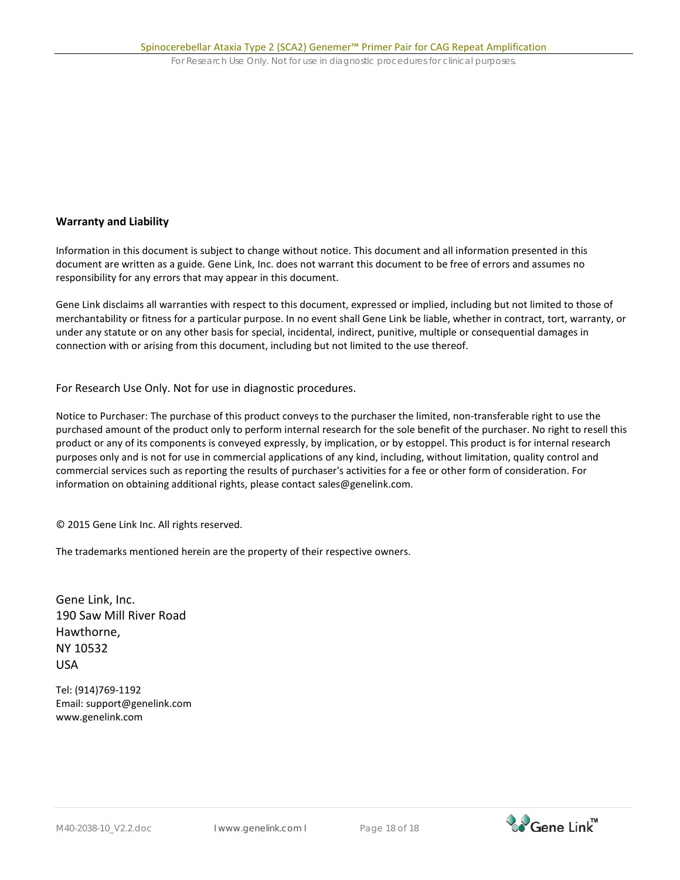**Warranty and Liability**

Information in this document is subject to change without notice. This document and all information presented in this document are written as a guide. Gene Link, Inc. does not warrant this document to be free of errors and assumes no responsibility for any errors that may appear in this document.

Gene Link disclaims all warranties with respect to this document, expressed or implied, including but not limited to those of merchantability or fitness for a particular purpose. In no event shall Gene Link be liable, whether in contract, tort, warranty, or under any statute or on any other basis for special, incidental, indirect, punitive, multiple or consequential damages in connection with or arising from this document, including but not limited to the use thereof.

For Research Use Only. Not for use in diagnostic procedures.

Notice to Purchaser: The purchase of this product conveys to the purchaser the limited, non-transferable right to use the purchased amount of the product only to perform internal research for the sole benefit of the purchaser. No right to resell this product or any of its components is conveyed expressly, by implication, or by estoppel. This product is for internal research purposes only and is not for use in commercial applications of any kind, including, without limitation, quality control and commercial services such as reporting the results of purchaser's activities for a fee or other form of consideration. For information on obtaining additional rights, please contact sales@genelink.com.

© 2015 Gene Link Inc. All rights reserved.

The trademarks mentioned herein are the property of their respective owners.

Gene Link, Inc.
190 Saw Mill River Road
Hawthorne,
NY 10532
USA

Tel: (914)769-1192
Email: support@genelink.com
www.genelink.com